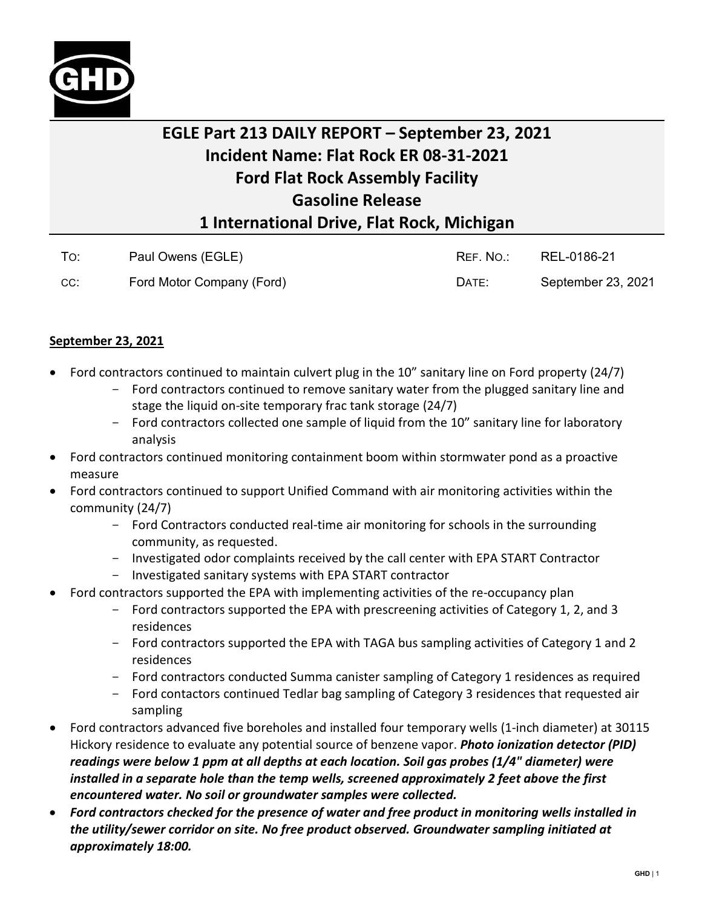# EGLE Part 213 DAILY REPORT – September 23, 2021
# Incident Name: Flat Rock ER 08-31-2021
# Ford Flat Rock Assembly Facility
# Gasoline Release
# 1 International Drive, Flat Rock, Michigan

| | | | |
|---|---|---|---|
| To: | Paul Owens (EGLE) | Ref. No.: | REL-0186-21 |
| cc: | Ford Motor Company (Ford) | Date: | September 23, 2021 |

**September 23, 2021**

- Ford contractors continued to maintain culvert plug in the 10" sanitary line on Ford property (24/7)
  - Ford contractors continued to remove sanitary water from the plugged sanitary line and stage the liquid on-site temporary frac tank storage (24/7)
  - Ford contractors collected one sample of liquid from the 10" sanitary line for laboratory analysis
- Ford contractors continued monitoring containment boom within stormwater pond as a proactive measure
- Ford contractors continued to support Unified Command with air monitoring activities within the community (24/7)
  - Ford Contractors conducted real-time air monitoring for schools in the surrounding community, as requested.
  - Investigated odor complaints received by the call center with EPA START Contractor
  - Investigated sanitary systems with EPA START contractor
- Ford contractors supported the EPA with implementing activities of the re-occupancy plan
  - Ford contractors supported the EPA with prescreening activities of Category 1, 2, and 3 residences
  - Ford contractors supported the EPA with TAGA bus sampling activities of Category 1 and 2 residences
  - Ford contractors conducted Summa canister sampling of Category 1 residences as required
  - Ford contactors continued Tedlar bag sampling of Category 3 residences that requested air sampling
- Ford contractors advanced five boreholes and installed four temporary wells (1-inch diameter) at 30115 Hickory residence to evaluate any potential source of benzene vapor. ***Photo ionization detector (PID) readings were below 1 ppm at all depths at each location. Soil gas probes (1/4" diameter) were installed in a separate hole than the temp wells, screened approximately 2 feet above the first encountered water. No soil or groundwater samples were collected.***
- ***Ford contractors checked for the presence of water and free product in monitoring wells installed in the utility/sewer corridor on site. No free product observed. Groundwater sampling initiated at approximately 18:00.***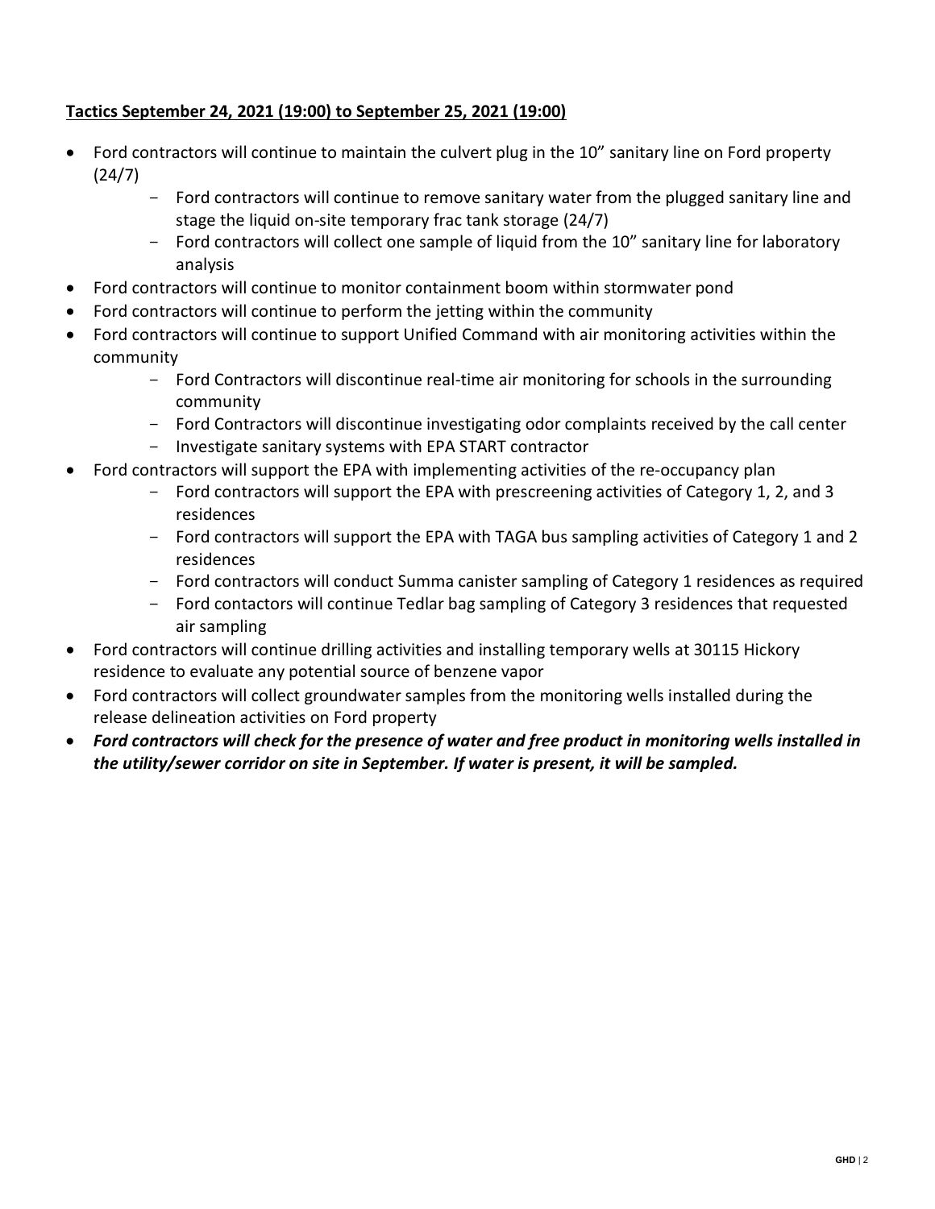**Tactics September 24, 2021 (19:00) to September 25, 2021 (19:00)**

- Ford contractors will continue to maintain the culvert plug in the 10" sanitary line on Ford property (24/7)
  - Ford contractors will continue to remove sanitary water from the plugged sanitary line and stage the liquid on-site temporary frac tank storage (24/7)
  - Ford contractors will collect one sample of liquid from the 10" sanitary line for laboratory analysis
- Ford contractors will continue to monitor containment boom within stormwater pond
- Ford contractors will continue to perform the jetting within the community
- Ford contractors will continue to support Unified Command with air monitoring activities within the community
  - Ford Contractors will discontinue real-time air monitoring for schools in the surrounding community
  - Ford Contractors will discontinue investigating odor complaints received by the call center
  - Investigate sanitary systems with EPA START contractor
- Ford contractors will support the EPA with implementing activities of the re-occupancy plan
  - Ford contractors will support the EPA with prescreening activities of Category 1, 2, and 3 residences
  - Ford contractors will support the EPA with TAGA bus sampling activities of Category 1 and 2 residences
  - Ford contractors will conduct Summa canister sampling of Category 1 residences as required
  - Ford contactors will continue Tedlar bag sampling of Category 3 residences that requested air sampling
- Ford contractors will continue drilling activities and installing temporary wells at 30115 Hickory residence to evaluate any potential source of benzene vapor
- Ford contractors will collect groundwater samples from the monitoring wells installed during the release delineation activities on Ford property
- ***Ford contractors will check for the presence of water and free product in monitoring wells installed in the utility/sewer corridor on site in September. If water is present, it will be sampled.***